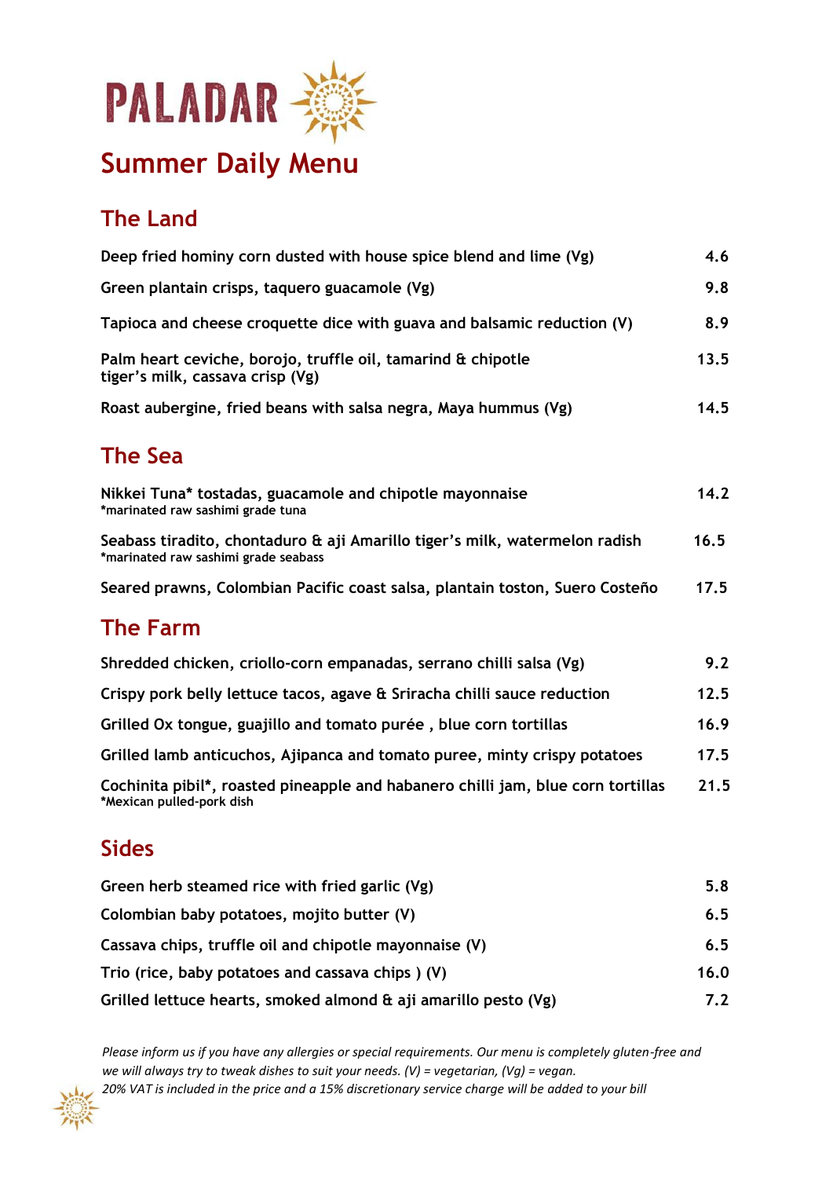# PALADAR

## Summer Daily Menu

### The Land

| | |
|---|---|
| Deep fried hominy corn dusted with house spice blend and lime (Vg) | 4.6 |
| Green plantain crisps, taquero guacamole (Vg) | 9.8 |
| Tapioca and cheese croquette dice with guava and balsamic reduction (V) | 8.9 |
| Palm heart ceviche, borojo, truffle oil, tamarind & chipotle tiger's milk, cassava crisp (Vg) | 13.5 |
| Roast aubergine, fried beans with salsa negra, Maya hummus (Vg) | 14.5 |

### The Sea

| | |
|---|---|
| Nikkei Tuna* tostadas, guacamole and chipotle mayonnaise<br>*marinated raw sashimi grade tuna | 14.2 |
| Seabass tiradito, chontaduro & aji Amarillo tiger's milk, watermelon radish<br>*marinated raw sashimi grade seabass | 16.5 |
| Seared prawns, Colombian Pacific coast salsa, plantain toston, Suero Costeño | 17.5 |

### The Farm

| | |
|---|---|
| Shredded chicken, criollo-corn empanadas, serrano chilli salsa (Vg) | 9.2 |
| Crispy pork belly lettuce tacos, agave & Sriracha chilli sauce reduction | 12.5 |
| Grilled Ox tongue, guajillo and tomato purée , blue corn tortillas | 16.9 |
| Grilled lamb anticuchos, Ajipanca and tomato puree, minty crispy potatoes | 17.5 |
| Cochinita pibil*, roasted pineapple and habanero chilli jam, blue corn tortillas<br>*Mexican pulled-pork dish | 21.5 |

### Sides

| | |
|---|---|
| Green herb steamed rice with fried garlic (Vg) | 5.8 |
| Colombian baby potatoes, mojito butter (V) | 6.5 |
| Cassava chips, truffle oil and chipotle mayonnaise (V) | 6.5 |
| Trio (rice, baby potatoes and cassava chips ) (V) | 16.0 |
| Grilled lettuce hearts, smoked almond & aji amarillo pesto (Vg) | 7.2 |

*Please inform us if you have any allergies or special requirements. Our menu is completely gluten-free and we will always try to tweak dishes to suit your needs. (V) = vegetarian, (Vg) = vegan.*
*20% VAT is included in the price and a 15% discretionary service charge will be added to your bill*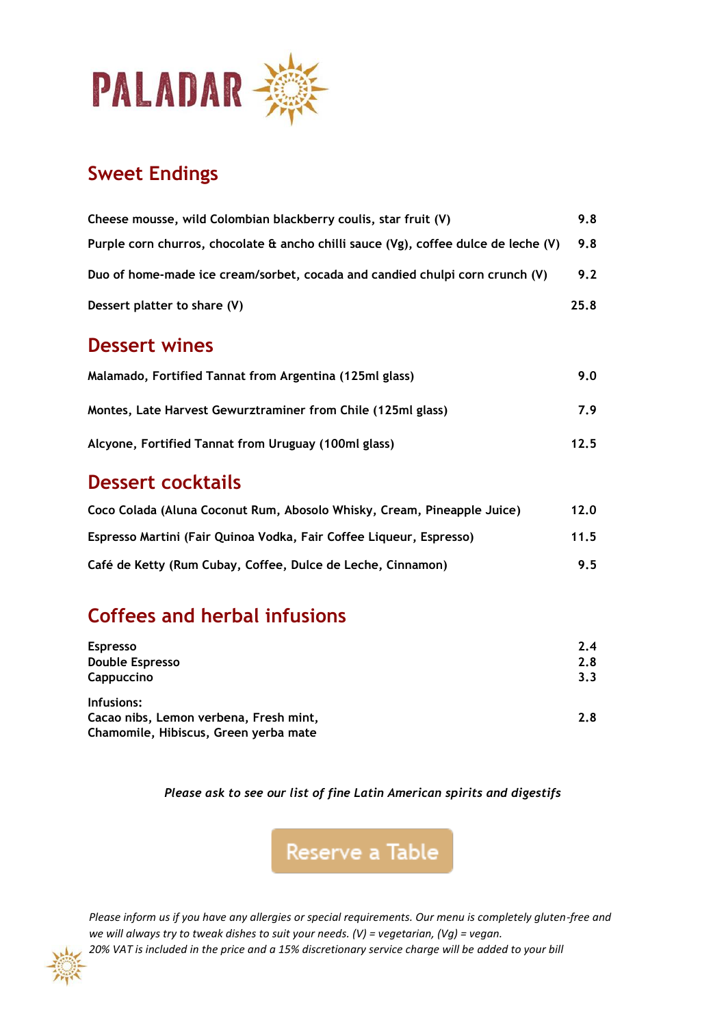# PALADAR

## Sweet Endings

| | |
|---|---|
| Cheese mousse, wild Colombian blackberry coulis, star fruit (V) | 9.8 |
| Purple corn churros, chocolate & ancho chilli sauce (Vg), coffee dulce de leche (V) | 9.8 |
| Duo of home-made ice cream/sorbet, cocada and candied chulpi corn crunch (V) | 9.2 |
| Dessert platter to share (V) | 25.8 |

## Dessert wines

| | |
|---|---|
| Malamado, Fortified Tannat from Argentina (125ml glass) | 9.0 |
| Montes, Late Harvest Gewurztraminer from Chile (125ml glass) | 7.9 |
| Alcyone, Fortified Tannat from Uruguay (100ml glass) | 12.5 |

## Dessert cocktails

| | |
|---|---|
| Coco Colada (Aluna Coconut Rum, Abosolo Whisky, Cream, Pineapple Juice) | 12.0 |
| Espresso Martini (Fair Quinoa Vodka, Fair Coffee Liqueur, Espresso) | 11.5 |
| Café de Ketty (Rum Cubay, Coffee, Dulce de Leche, Cinnamon) | 9.5 |

## Coffees and herbal infusions

| | |
|---|---|
| Espresso | 2.4 |
| Double Espresso | 2.8 |
| Cappuccino | 3.3 |
| Infusions: Cacao nibs, Lemon verbena, Fresh mint, Chamomile, Hibiscus, Green yerba mate | 2.8 |

*Please ask to see our list of fine Latin American spirits and digestifs*

Reserve a Table

*Please inform us if you have any allergies or special requirements. Our menu is completely gluten-free and we will always try to tweak dishes to suit your needs. (V) = vegetarian, (Vg) = vegan.*
*20% VAT is included in the price and a 15% discretionary service charge will be added to your bill*